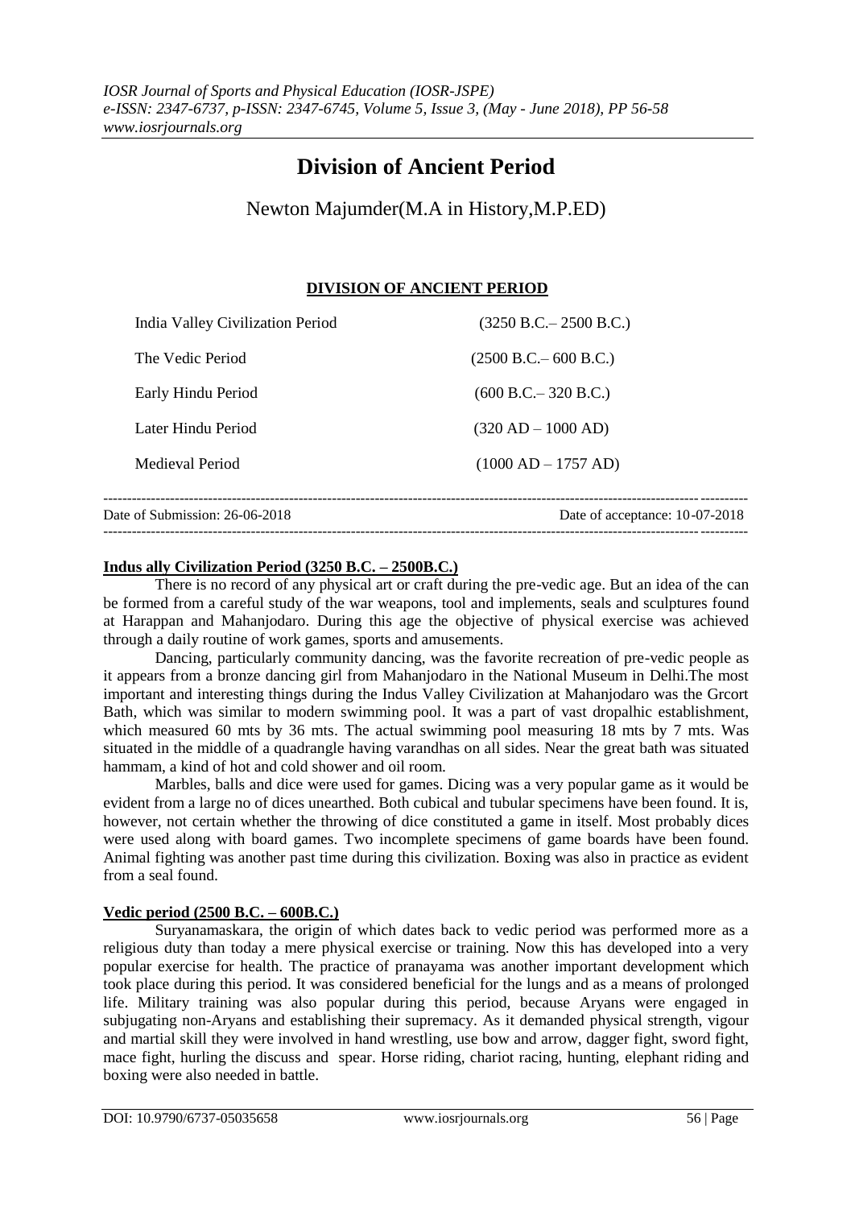# Division of Ancient Period

Newton Majumder(M.A in History,M.P.ED)

## DIVISION OF ANCIENT PERIOD

| | |
|---|---|
| India Valley Civilization Period | (3250 B.C.– 2500 B.C.) |
| The Vedic Period | (2500 B.C.– 600 B.C.) |
| Early Hindu Period | (600 B.C.– 320 B.C.) |
| Later Hindu Period | (320 AD – 1000 AD) |
| Medieval Period | (1000 AD – 1757 AD) |

Date of Submission: 26-06-2018 Date of acceptance: 10-07-2018

### Indus ally Civilization Period (3250 B.C. – 2500B.C.)

There is no record of any physical art or craft during the pre-vedic age. But an idea of the can be formed from a careful study of the war weapons, tool and implements, seals and sculptures found at Harappan and Mahanjodaro. During this age the objective of physical exercise was achieved through a daily routine of work games, sports and amusements.

Dancing, particularly community dancing, was the favorite recreation of pre-vedic people as it appears from a bronze dancing girl from Mahanjodaro in the National Museum in Delhi.The most important and interesting things during the Indus Valley Civilization at Mahanjodaro was the Grcort Bath, which was similar to modern swimming pool. It was a part of vast dropalhic establishment, which measured 60 mts by 36 mts. The actual swimming pool measuring 18 mts by 7 mts. Was situated in the middle of a quadrangle having varandhas on all sides. Near the great bath was situated hammam, a kind of hot and cold shower and oil room.

Marbles, balls and dice were used for games. Dicing was a very popular game as it would be evident from a large no of dices unearthed. Both cubical and tubular specimens have been found. It is, however, not certain whether the throwing of dice constituted a game in itself. Most probably dices were used along with board games. Two incomplete specimens of game boards have been found. Animal fighting was another past time during this civilization. Boxing was also in practice as evident from a seal found.

### Vedic period (2500 B.C. – 600B.C.)

Suryanamaskara, the origin of which dates back to vedic period was performed more as a religious duty than today a mere physical exercise or training. Now this has developed into a very popular exercise for health. The practice of pranayama was another important development which took place during this period. It was considered beneficial for the lungs and as a means of prolonged life. Military training was also popular during this period, because Aryans were engaged in subjugating non-Aryans and establishing their supremacy. As it demanded physical strength, vigour and martial skill they were involved in hand wrestling, use bow and arrow, dagger fight, sword fight, mace fight, hurling the discuss and spear. Horse riding, chariot racing, hunting, elephant riding and boxing were also needed in battle.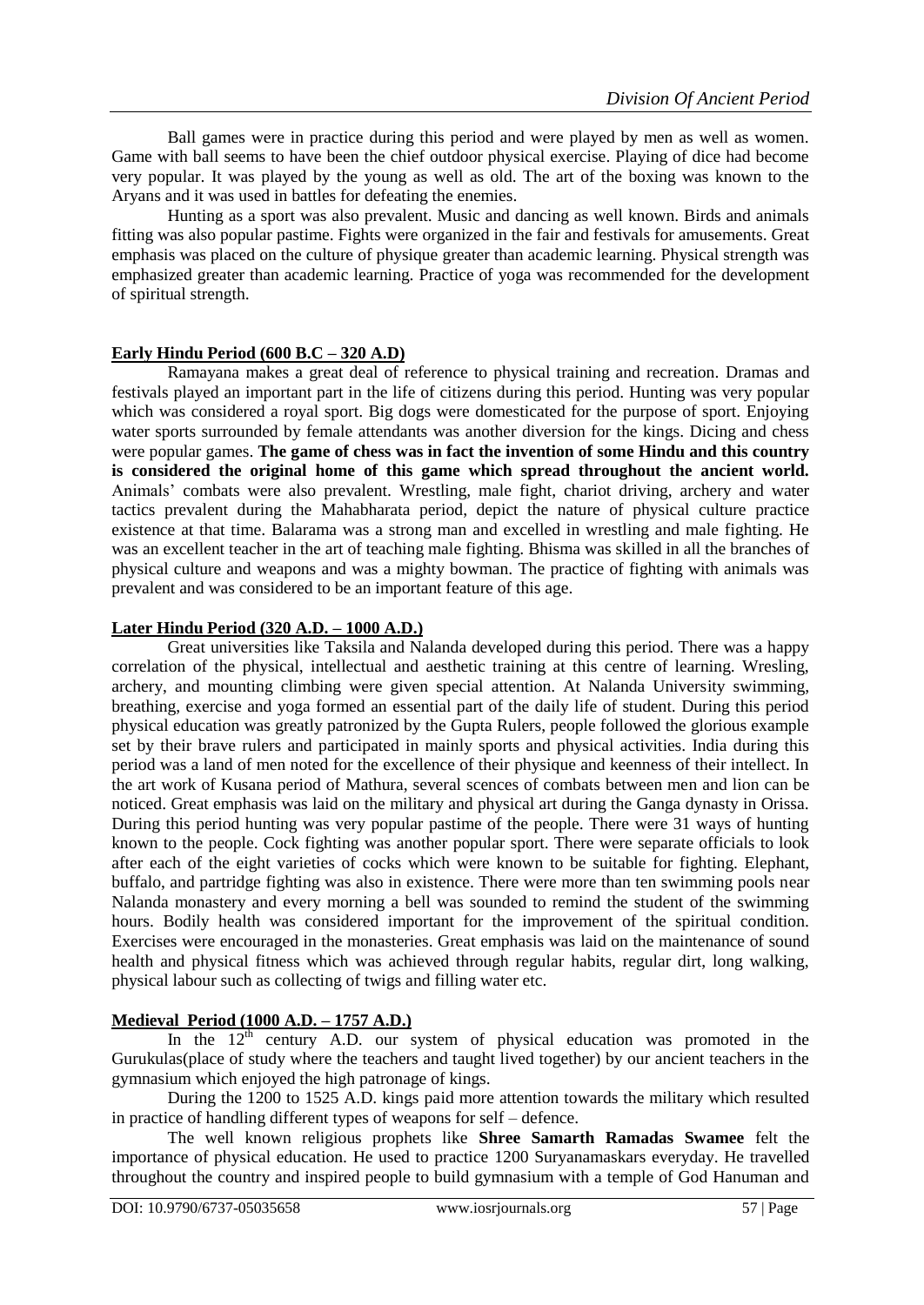Ball games were in practice during this period and were played by men as well as women. Game with ball seems to have been the chief outdoor physical exercise. Playing of dice had become very popular. It was played by the young as well as old. The art of the boxing was known to the Aryans and it was used in battles for defeating the enemies.

Hunting as a sport was also prevalent. Music and dancing as well known. Birds and animals fitting was also popular pastime. Fights were organized in the fair and festivals for amusements. Great emphasis was placed on the culture of physique greater than academic learning. Physical strength was emphasized greater than academic learning. Practice of yoga was recommended for the development of spiritual strength.

## Early Hindu Period (600 B.C – 320 A.D)

Ramayana makes a great deal of reference to physical training and recreation. Dramas and festivals played an important part in the life of citizens during this period. Hunting was very popular which was considered a royal sport. Big dogs were domesticated for the purpose of sport. Enjoying water sports surrounded by female attendants was another diversion for the kings. Dicing and chess were popular games. **The game of chess was in fact the invention of some Hindu and this country is considered the original home of this game which spread throughout the ancient world.** Animals' combats were also prevalent. Wrestling, male fight, chariot driving, archery and water tactics prevalent during the Mahabharata period, depict the nature of physical culture practice existence at that time. Balarama was a strong man and excelled in wrestling and male fighting. He was an excellent teacher in the art of teaching male fighting. Bhisma was skilled in all the branches of physical culture and weapons and was a mighty bowman. The practice of fighting with animals was prevalent and was considered to be an important feature of this age.

## Later Hindu Period (320 A.D. – 1000 A.D.)

Great universities like Taksila and Nalanda developed during this period. There was a happy correlation of the physical, intellectual and aesthetic training at this centre of learning. Wresling, archery, and mounting climbing were given special attention. At Nalanda University swimming, breathing, exercise and yoga formed an essential part of the daily life of student. During this period physical education was greatly patronized by the Gupta Rulers, people followed the glorious example set by their brave rulers and participated in mainly sports and physical activities. India during this period was a land of men noted for the excellence of their physique and keenness of their intellect. In the art work of Kusana period of Mathura, several scences of combats between men and lion can be noticed. Great emphasis was laid on the military and physical art during the Ganga dynasty in Orissa. During this period hunting was very popular pastime of the people. There were 31 ways of hunting known to the people. Cock fighting was another popular sport. There were separate officials to look after each of the eight varieties of cocks which were known to be suitable for fighting. Elephant, buffalo, and partridge fighting was also in existence. There were more than ten swimming pools near Nalanda monastery and every morning a bell was sounded to remind the student of the swimming hours. Bodily health was considered important for the improvement of the spiritual condition. Exercises were encouraged in the monasteries. Great emphasis was laid on the maintenance of sound health and physical fitness which was achieved through regular habits, regular dirt, long walking, physical labour such as collecting of twigs and filling water etc.

## Medieval Period (1000 A.D. – 1757 A.D.)

In the 12th century A.D. our system of physical education was promoted in the Gurukulas(place of study where the teachers and taught lived together) by our ancient teachers in the gymnasium which enjoyed the high patronage of kings.

During the 1200 to 1525 A.D. kings paid more attention towards the military which resulted in practice of handling different types of weapons for self – defence.

The well known religious prophets like **Shree Samarth Ramadas Swamee** felt the importance of physical education. He used to practice 1200 Suryanamaskars everyday. He travelled throughout the country and inspired people to build gymnasium with a temple of God Hanuman and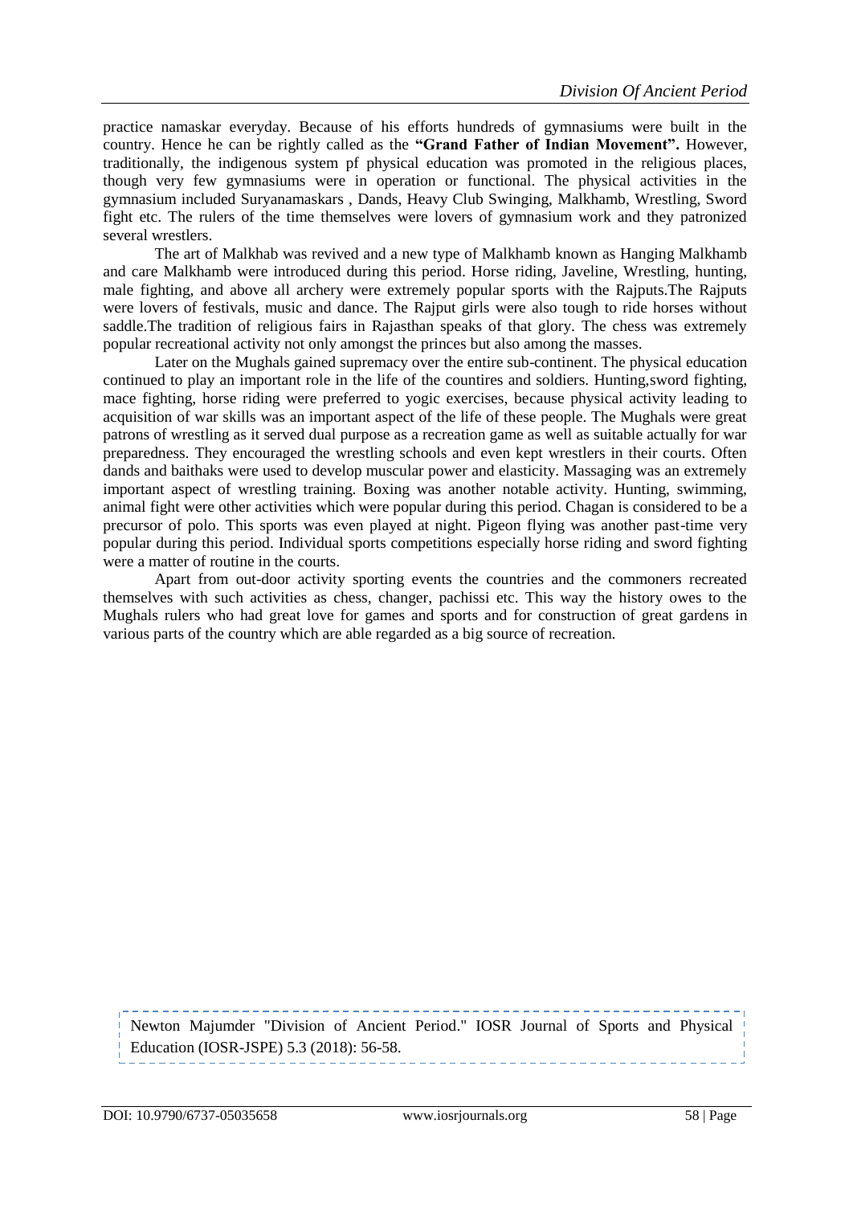practice namaskar everyday. Because of his efforts hundreds of gymnasiums were built in the country. Hence he can be rightly called as the **"Grand Father of Indian Movement".** However, traditionally, the indigenous system pf physical education was promoted in the religious places, though very few gymnasiums were in operation or functional. The physical activities in the gymnasium included Suryanamaskars , Dands, Heavy Club Swinging, Malkhamb, Wrestling, Sword fight etc. The rulers of the time themselves were lovers of gymnasium work and they patronized several wrestlers.

The art of Malkhab was revived and a new type of Malkhamb known as Hanging Malkhamb and care Malkhamb were introduced during this period. Horse riding, Javeline, Wrestling, hunting, male fighting, and above all archery were extremely popular sports with the Rajputs.The Rajputs were lovers of festivals, music and dance. The Rajput girls were also tough to ride horses without saddle.The tradition of religious fairs in Rajasthan speaks of that glory. The chess was extremely popular recreational activity not only amongst the princes but also among the masses.

Later on the Mughals gained supremacy over the entire sub-continent. The physical education continued to play an important role in the life of the countires and soldiers. Hunting,sword fighting, mace fighting, horse riding were preferred to yogic exercises, because physical activity leading to acquisition of war skills was an important aspect of the life of these people. The Mughals were great patrons of wrestling as it served dual purpose as a recreation game as well as suitable actually for war preparedness. They encouraged the wrestling schools and even kept wrestlers in their courts. Often dands and baithaks were used to develop muscular power and elasticity. Massaging was an extremely important aspect of wrestling training. Boxing was another notable activity. Hunting, swimming, animal fight were other activities which were popular during this period. Chagan is considered to be a precursor of polo. This sports was even played at night. Pigeon flying was another past-time very popular during this period. Individual sports competitions especially horse riding and sword fighting were a matter of routine in the courts.

Apart from out-door activity sporting events the countries and the commoners recreated themselves with such activities as chess, changer, pachissi etc. This way the history owes to the Mughals rulers who had great love for games and sports and for construction of great gardens in various parts of the country which are able regarded as a big source of recreation.

Newton Majumder "Division of Ancient Period." IOSR Journal of Sports and Physical Education (IOSR-JSPE) 5.3 (2018): 56-58.